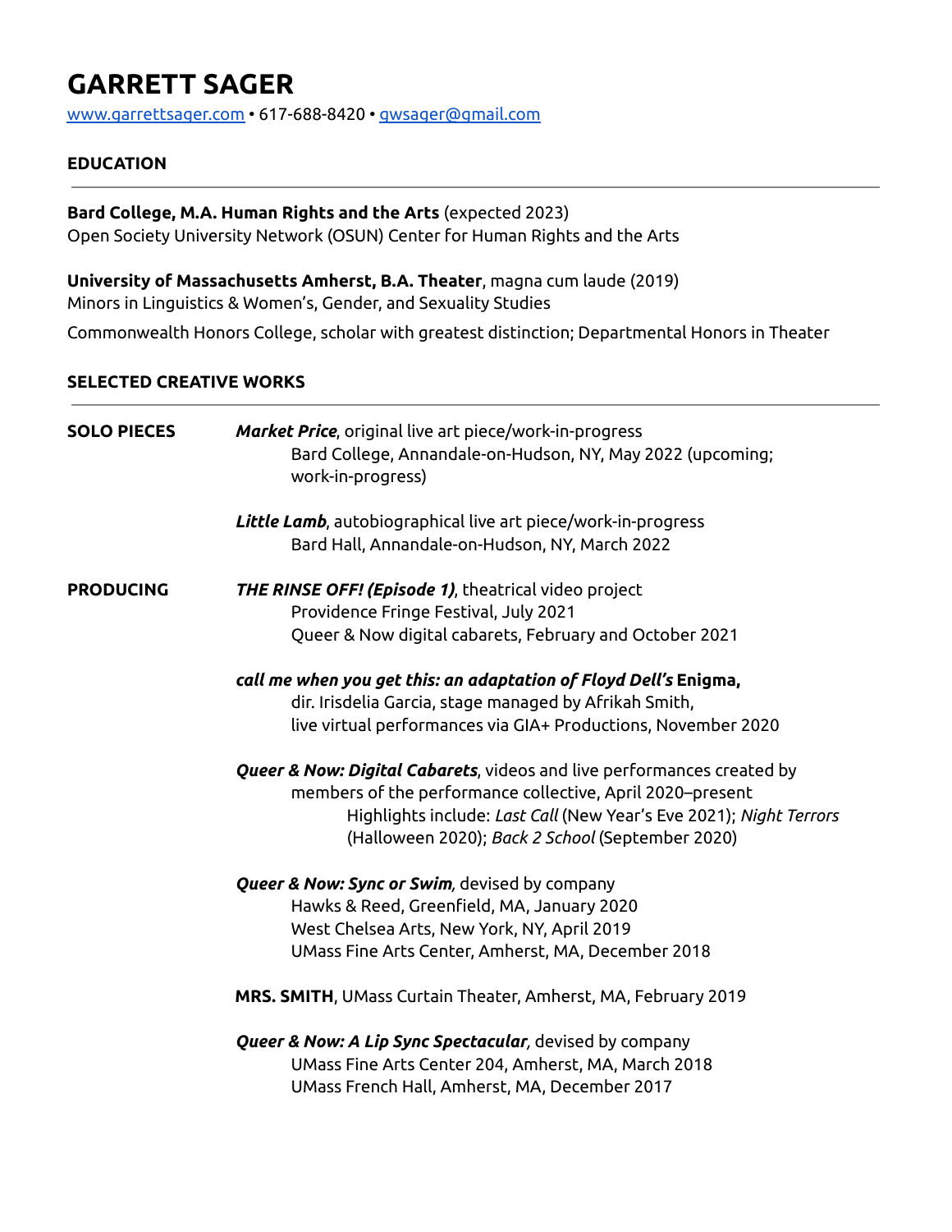# GARRETT SAGER

www.garrettsager.com • 617-688-8420 • gwsager@gmail.com

## EDUCATION

**Bard College, M.A. Human Rights and the Arts** (expected 2023)
Open Society University Network (OSUN) Center for Human Rights and the Arts

**University of Massachusetts Amherst, B.A. Theater**, magna cum laude (2019)
Minors in Linguistics & Women's, Gender, and Sexuality Studies

Commonwealth Honors College, scholar with greatest distinction; Departmental Honors in Theater

## SELECTED CREATIVE WORKS

### SOLO PIECES

***Market Price***, original live art piece/work-in-progress
Bard College, Annandale-on-Hudson, NY, May 2022 (upcoming; work-in-progress)

***Little Lamb***, autobiographical live art piece/work-in-progress
Bard Hall, Annandale-on-Hudson, NY, March 2022

### PRODUCING

***THE RINSE OFF! (Episode 1)***, theatrical video project
Providence Fringe Festival, July 2021
Queer & Now digital cabarets, February and October 2021

***call me when you get this: an adaptation of Floyd Dell's* Enigma,**
dir. Irisdelia Garcia, stage managed by Afrikah Smith,
live virtual performances via GIA+ Productions, November 2020

***Queer & Now: Digital Cabarets***, videos and live performances created by members of the performance collective, April 2020–present
Highlights include: *Last Call* (New Year's Eve 2021); *Night Terrors* (Halloween 2020); *Back 2 School* (September 2020)

***Queer & Now: Sync or Swim**,* devised by company
Hawks & Reed, Greenfield, MA, January 2020
West Chelsea Arts, New York, NY, April 2019
UMass Fine Arts Center, Amherst, MA, December 2018

**MRS. SMITH**, UMass Curtain Theater, Amherst, MA, February 2019

***Queer & Now: A Lip Sync Spectacular**,* devised by company
UMass Fine Arts Center 204, Amherst, MA, March 2018
UMass French Hall, Amherst, MA, December 2017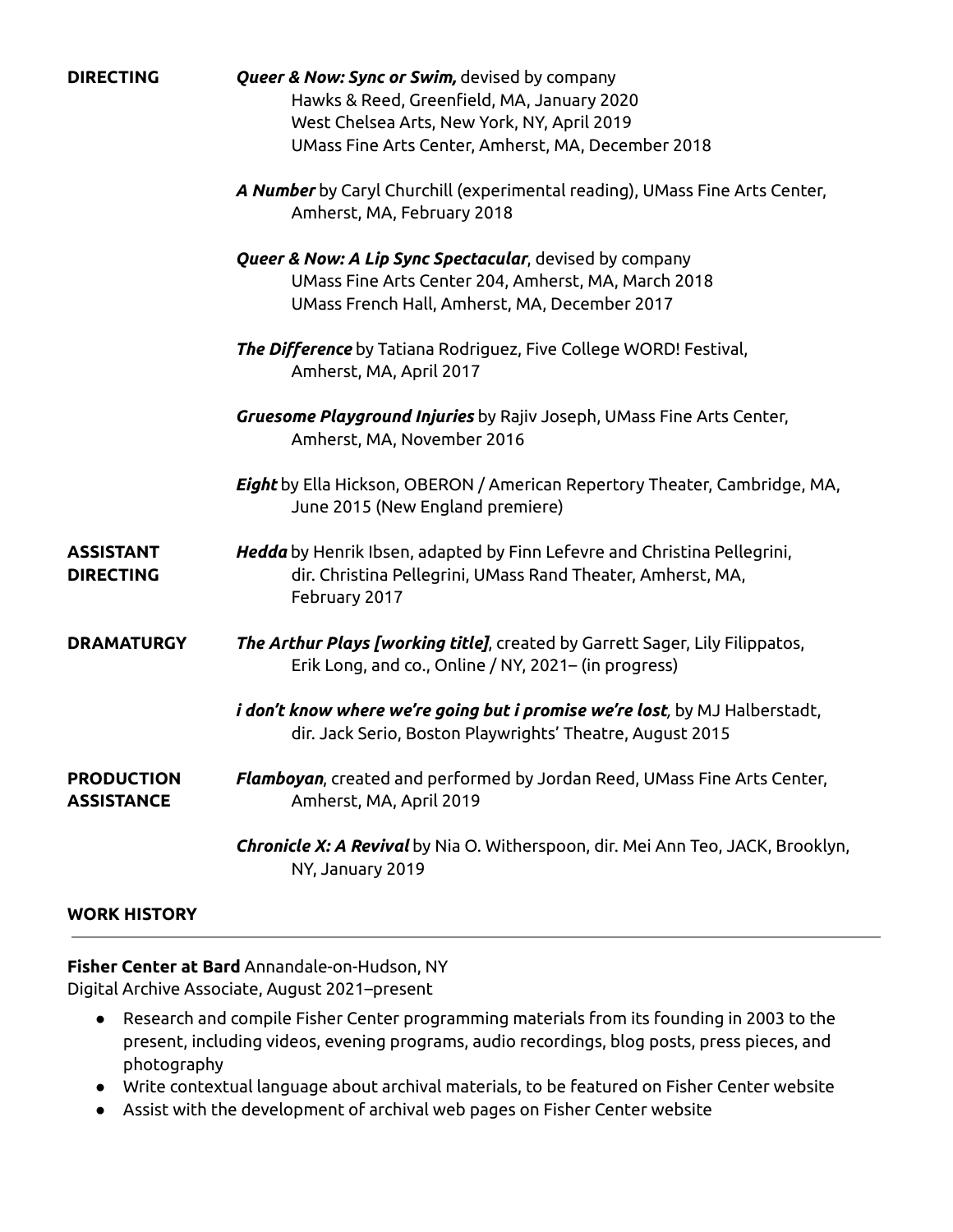**DIRECTING**

***Queer & Now: Sync or Swim,*** devised by company
Hawks & Reed, Greenfield, MA, January 2020
West Chelsea Arts, New York, NY, April 2019
UMass Fine Arts Center, Amherst, MA, December 2018

***A Number*** by Caryl Churchill (experimental reading), UMass Fine Arts Center, Amherst, MA, February 2018

***Queer & Now: A Lip Sync Spectacular***, devised by company
UMass Fine Arts Center 204, Amherst, MA, March 2018
UMass French Hall, Amherst, MA, December 2017

***The Difference*** by Tatiana Rodriguez, Five College WORD! Festival, Amherst, MA, April 2017

***Gruesome Playground Injuries*** by Rajiv Joseph, UMass Fine Arts Center, Amherst, MA, November 2016

***Eight*** by Ella Hickson, OBERON / American Repertory Theater, Cambridge, MA, June 2015 (New England premiere)

**ASSISTANT DIRECTING**

***Hedda*** by Henrik Ibsen, adapted by Finn Lefevre and Christina Pellegrini, dir. Christina Pellegrini, UMass Rand Theater, Amherst, MA, February 2017

**DRAMATURGY**

***The Arthur Plays [working title]***, created by Garrett Sager, Lily Filippatos, Erik Long, and co., Online / NY, 2021– (in progress)

***i don't know where we're going but i promise we're lost,*** by MJ Halberstadt, dir. Jack Serio, Boston Playwrights' Theatre, August 2015

**PRODUCTION ASSISTANCE**

***Flamboyan***, created and performed by Jordan Reed, UMass Fine Arts Center, Amherst, MA, April 2019

***Chronicle X: A Revival*** by Nia O. Witherspoon, dir. Mei Ann Teo, JACK, Brooklyn, NY, January 2019

## WORK HISTORY

**Fisher Center at Bard** Annandale-on-Hudson, NY
Digital Archive Associate, August 2021–present

- Research and compile Fisher Center programming materials from its founding in 2003 to the present, including videos, evening programs, audio recordings, blog posts, press pieces, and photography
- Write contextual language about archival materials, to be featured on Fisher Center website
- Assist with the development of archival web pages on Fisher Center website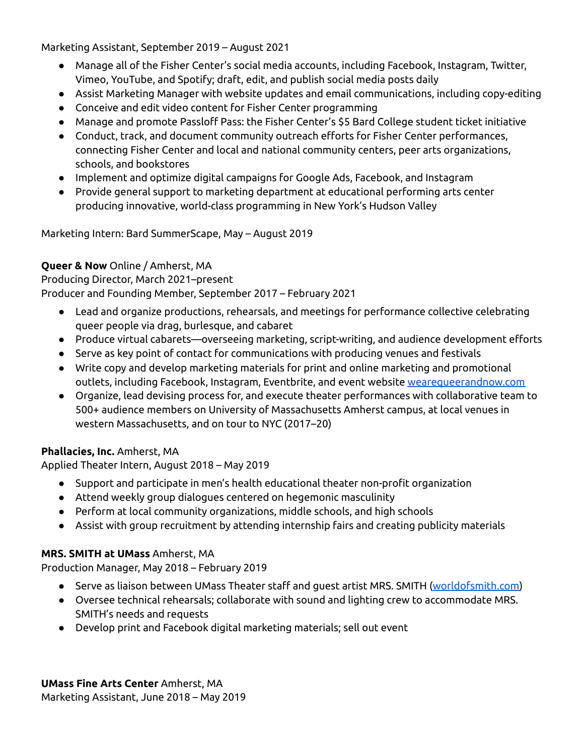Marketing Assistant, September 2019 – August 2021

- Manage all of the Fisher Center's social media accounts, including Facebook, Instagram, Twitter, Vimeo, YouTube, and Spotify; draft, edit, and publish social media posts daily
- Assist Marketing Manager with website updates and email communications, including copy-editing
- Conceive and edit video content for Fisher Center programming
- Manage and promote Passloff Pass: the Fisher Center's $5 Bard College student ticket initiative
- Conduct, track, and document community outreach efforts for Fisher Center performances, connecting Fisher Center and local and national community centers, peer arts organizations, schools, and bookstores
- Implement and optimize digital campaigns for Google Ads, Facebook, and Instagram
- Provide general support to marketing department at educational performing arts center producing innovative, world-class programming in New York's Hudson Valley

Marketing Intern: Bard SummerScape, May – August 2019

**Queer & Now** Online / Amherst, MA
Producing Director, March 2021–present
Producer and Founding Member, September 2017 – February 2021

- Lead and organize productions, rehearsals, and meetings for performance collective celebrating queer people via drag, burlesque, and cabaret
- Produce virtual cabarets—overseeing marketing, script-writing, and audience development efforts
- Serve as key point of contact for communications with producing venues and festivals
- Write copy and develop marketing materials for print and online marketing and promotional outlets, including Facebook, Instagram, Eventbrite, and event website [wearequeerandnow.com](wearequeerandnow.com)
- Organize, lead devising process for, and execute theater performances with collaborative team to 500+ audience members on University of Massachusetts Amherst campus, at local venues in western Massachusetts, and on tour to NYC (2017–20)

**Phallacies, Inc.** Amherst, MA
Applied Theater Intern, August 2018 – May 2019

- Support and participate in men's health educational theater non-profit organization
- Attend weekly group dialogues centered on hegemonic masculinity
- Perform at local community organizations, middle schools, and high schools
- Assist with group recruitment by attending internship fairs and creating publicity materials

**MRS. SMITH at UMass** Amherst, MA
Production Manager, May 2018 – February 2019

- Serve as liaison between UMass Theater staff and guest artist MRS. SMITH ([worldofsmith.com](worldofsmith.com))
- Oversee technical rehearsals; collaborate with sound and lighting crew to accommodate MRS. SMITH's needs and requests
- Develop print and Facebook digital marketing materials; sell out event

**UMass Fine Arts Center** Amherst, MA
Marketing Assistant, June 2018 – May 2019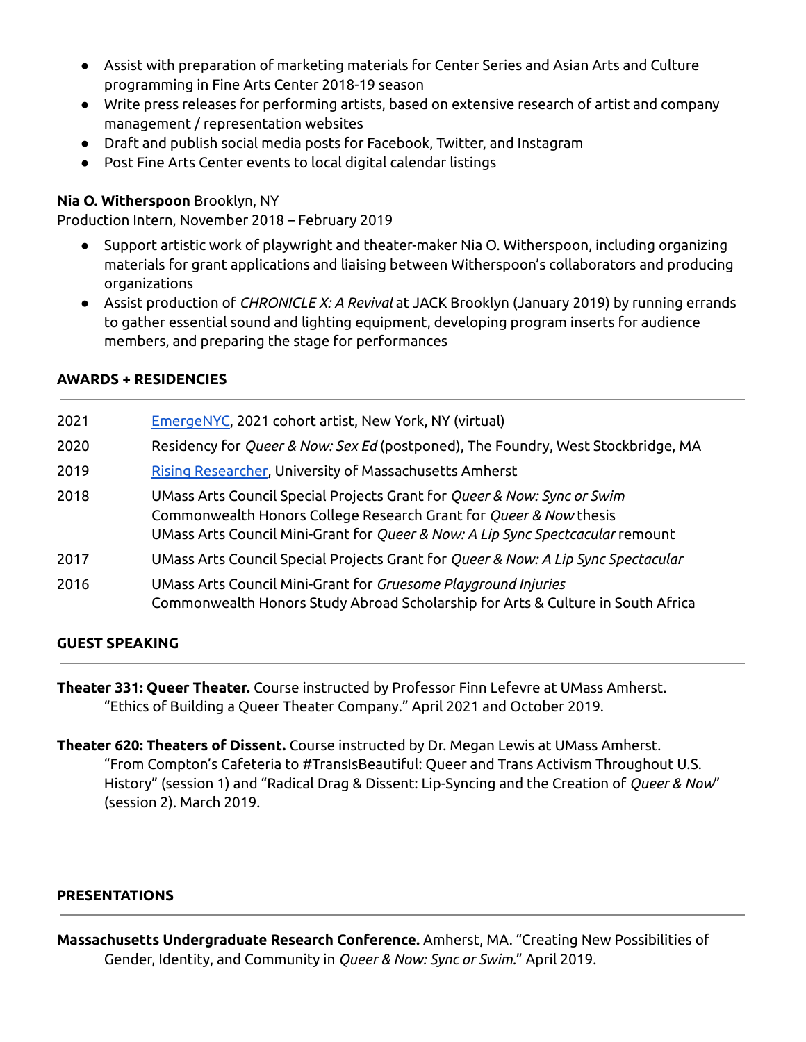- Assist with preparation of marketing materials for Center Series and Asian Arts and Culture programming in Fine Arts Center 2018-19 season
- Write press releases for performing artists, based on extensive research of artist and company management / representation websites
- Draft and publish social media posts for Facebook, Twitter, and Instagram
- Post Fine Arts Center events to local digital calendar listings

**Nia O. Witherspoon** Brooklyn, NY
Production Intern, November 2018 – February 2019

- Support artistic work of playwright and theater-maker Nia O. Witherspoon, including organizing materials for grant applications and liaising between Witherspoon's collaborators and producing organizations
- Assist production of *CHRONICLE X: A Revival* at JACK Brooklyn (January 2019) by running errands to gather essential sound and lighting equipment, developing program inserts for audience members, and preparing the stage for performances

## AWARDS + RESIDENCIES

| | |
|---|---|
| 2021 | EmergeNYC, 2021 cohort artist, New York, NY (virtual) |
| 2020 | Residency for *Queer & Now: Sex Ed* (postponed), The Foundry, West Stockbridge, MA |
| 2019 | Rising Researcher, University of Massachusetts Amherst |
| 2018 | UMass Arts Council Special Projects Grant for *Queer & Now: Sync or Swim*<br>Commonwealth Honors College Research Grant for *Queer & Now* thesis<br>UMass Arts Council Mini-Grant for *Queer & Now: A Lip Sync Spectcacular* remount |
| 2017 | UMass Arts Council Special Projects Grant for *Queer & Now: A Lip Sync Spectacular* |
| 2016 | UMass Arts Council Mini-Grant for *Gruesome Playground Injuries*<br>Commonwealth Honors Study Abroad Scholarship for Arts & Culture in South Africa |

## GUEST SPEAKING

**Theater 331: Queer Theater.** Course instructed by Professor Finn Lefevre at UMass Amherst.
"Ethics of Building a Queer Theater Company." April 2021 and October 2019.

**Theater 620: Theaters of Dissent.** Course instructed by Dr. Megan Lewis at UMass Amherst.
"From Compton's Cafeteria to #TransIsBeautiful: Queer and Trans Activism Throughout U.S. History" (session 1) and "Radical Drag & Dissent: Lip-Syncing and the Creation of *Queer & Now*" (session 2). March 2019.

## PRESENTATIONS

**Massachusetts Undergraduate Research Conference.** Amherst, MA. "Creating New Possibilities of Gender, Identity, and Community in *Queer & Now: Sync or Swim*." April 2019.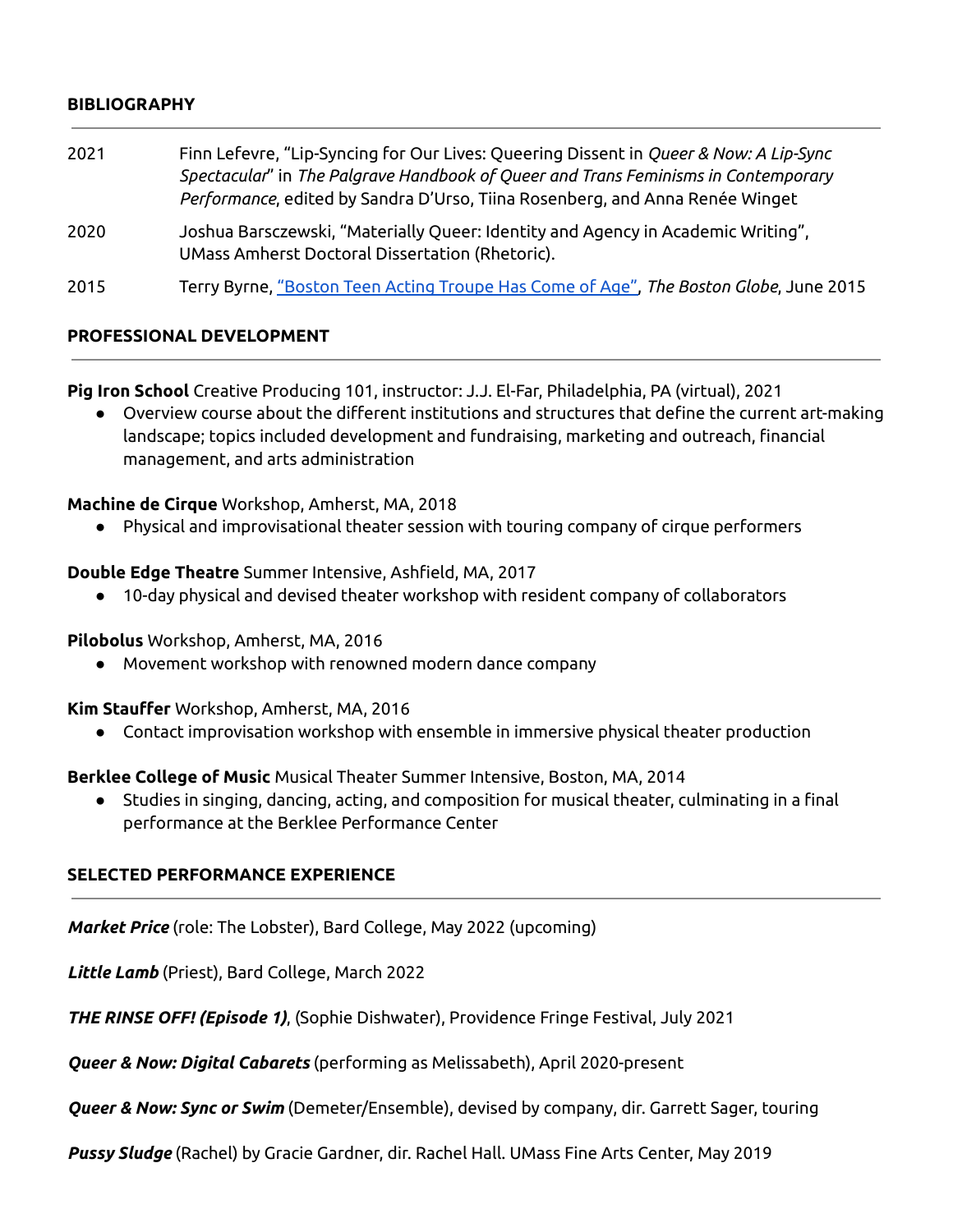## BIBLIOGRAPHY

| | |
|---|---|
| 2021 | Finn Lefevre, "Lip-Syncing for Our Lives: Queering Dissent in *Queer & Now: A Lip-Sync Spectacular*" in *The Palgrave Handbook of Queer and Trans Feminisms in Contemporary Performance*, edited by Sandra D'Urso, Tiina Rosenberg, and Anna Renée Winget |
| 2020 | Joshua Barsczewski, "Materially Queer: Identity and Agency in Academic Writing", UMass Amherst Doctoral Dissertation (Rhetoric). |
| 2015 | Terry Byrne, "Boston Teen Acting Troupe Has Come of Age", *The Boston Globe*, June 2015 |

## PROFESSIONAL DEVELOPMENT

**Pig Iron School** Creative Producing 101, instructor: J.J. El-Far, Philadelphia, PA (virtual), 2021

- Overview course about the different institutions and structures that define the current art-making landscape; topics included development and fundraising, marketing and outreach, financial management, and arts administration

**Machine de Cirque** Workshop, Amherst, MA, 2018

- Physical and improvisational theater session with touring company of cirque performers

**Double Edge Theatre** Summer Intensive, Ashfield, MA, 2017

- 10-day physical and devised theater workshop with resident company of collaborators

**Pilobolus** Workshop, Amherst, MA, 2016

- Movement workshop with renowned modern dance company

**Kim Stauffer** Workshop, Amherst, MA, 2016

- Contact improvisation workshop with ensemble in immersive physical theater production

**Berklee College of Music** Musical Theater Summer Intensive, Boston, MA, 2014

- Studies in singing, dancing, acting, and composition for musical theater, culminating in a final performance at the Berklee Performance Center

## SELECTED PERFORMANCE EXPERIENCE

***Market Price*** (role: The Lobster), Bard College, May 2022 (upcoming)

***Little Lamb*** (Priest), Bard College, March 2022

***THE RINSE OFF! (Episode 1)***, (Sophie Dishwater), Providence Fringe Festival, July 2021

***Queer & Now: Digital Cabarets*** (performing as Melissabeth), April 2020-present

***Queer & Now: Sync or Swim*** (Demeter/Ensemble), devised by company, dir. Garrett Sager, touring

***Pussy Sludge*** (Rachel) by Gracie Gardner, dir. Rachel Hall. UMass Fine Arts Center, May 2019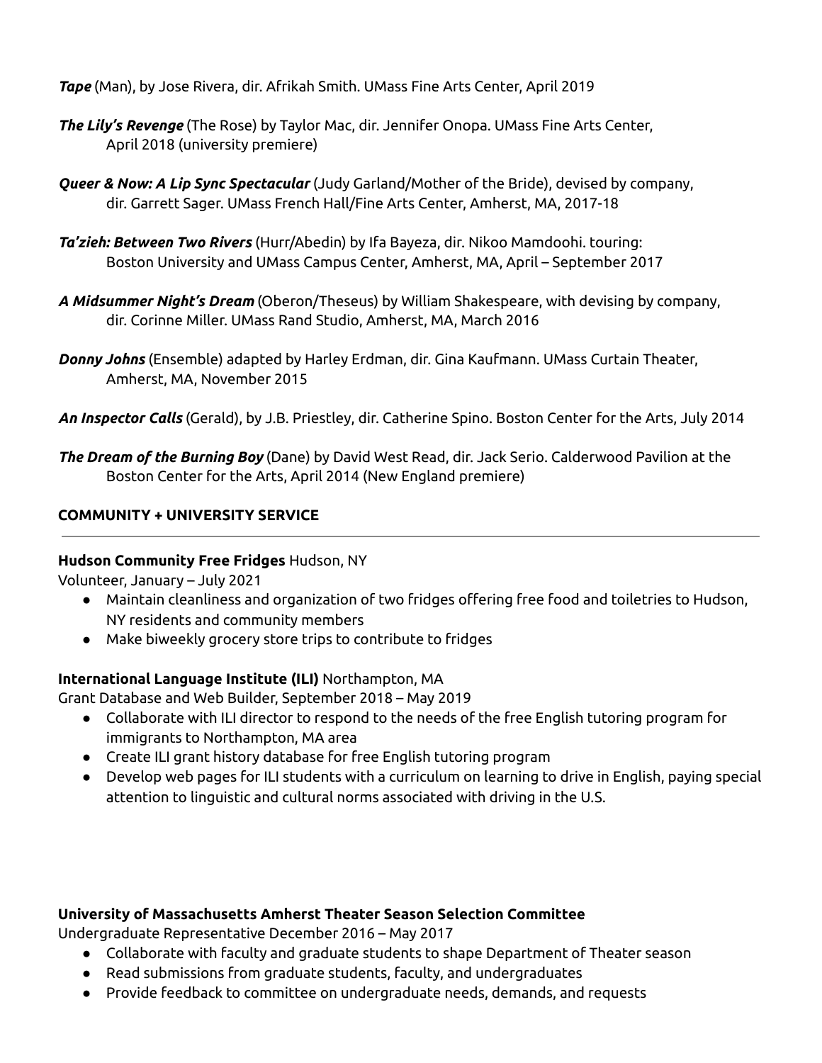***Tape*** (Man), by Jose Rivera, dir. Afrikah Smith. UMass Fine Arts Center, April 2019

***The Lily's Revenge*** (The Rose) by Taylor Mac, dir. Jennifer Onopa. UMass Fine Arts Center, April 2018 (university premiere)

***Queer & Now: A Lip Sync Spectacular*** (Judy Garland/Mother of the Bride), devised by company, dir. Garrett Sager. UMass French Hall/Fine Arts Center, Amherst, MA, 2017-18

***Ta'zieh: Between Two Rivers*** (Hurr/Abedin) by Ifa Bayeza, dir. Nikoo Mamdoohi. touring: Boston University and UMass Campus Center, Amherst, MA, April – September 2017

***A Midsummer Night's Dream*** (Oberon/Theseus) by William Shakespeare, with devising by company, dir. Corinne Miller. UMass Rand Studio, Amherst, MA, March 2016

***Donny Johns*** (Ensemble) adapted by Harley Erdman, dir. Gina Kaufmann. UMass Curtain Theater, Amherst, MA, November 2015

***An Inspector Calls*** (Gerald), by J.B. Priestley, dir. Catherine Spino. Boston Center for the Arts, July 2014

***The Dream of the Burning Boy*** (Dane) by David West Read, dir. Jack Serio. Calderwood Pavilion at the Boston Center for the Arts, April 2014 (New England premiere)

## COMMUNITY + UNIVERSITY SERVICE

**Hudson Community Free Fridges** Hudson, NY
Volunteer, January – July 2021

- Maintain cleanliness and organization of two fridges offering free food and toiletries to Hudson, NY residents and community members
- Make biweekly grocery store trips to contribute to fridges

**International Language Institute (ILI)** Northampton, MA
Grant Database and Web Builder, September 2018 – May 2019

- Collaborate with ILI director to respond to the needs of the free English tutoring program for immigrants to Northampton, MA area
- Create ILI grant history database for free English tutoring program
- Develop web pages for ILI students with a curriculum on learning to drive in English, paying special attention to linguistic and cultural norms associated with driving in the U.S.

**University of Massachusetts Amherst Theater Season Selection Committee**
Undergraduate Representative December 2016 – May 2017

- Collaborate with faculty and graduate students to shape Department of Theater season
- Read submissions from graduate students, faculty, and undergraduates
- Provide feedback to committee on undergraduate needs, demands, and requests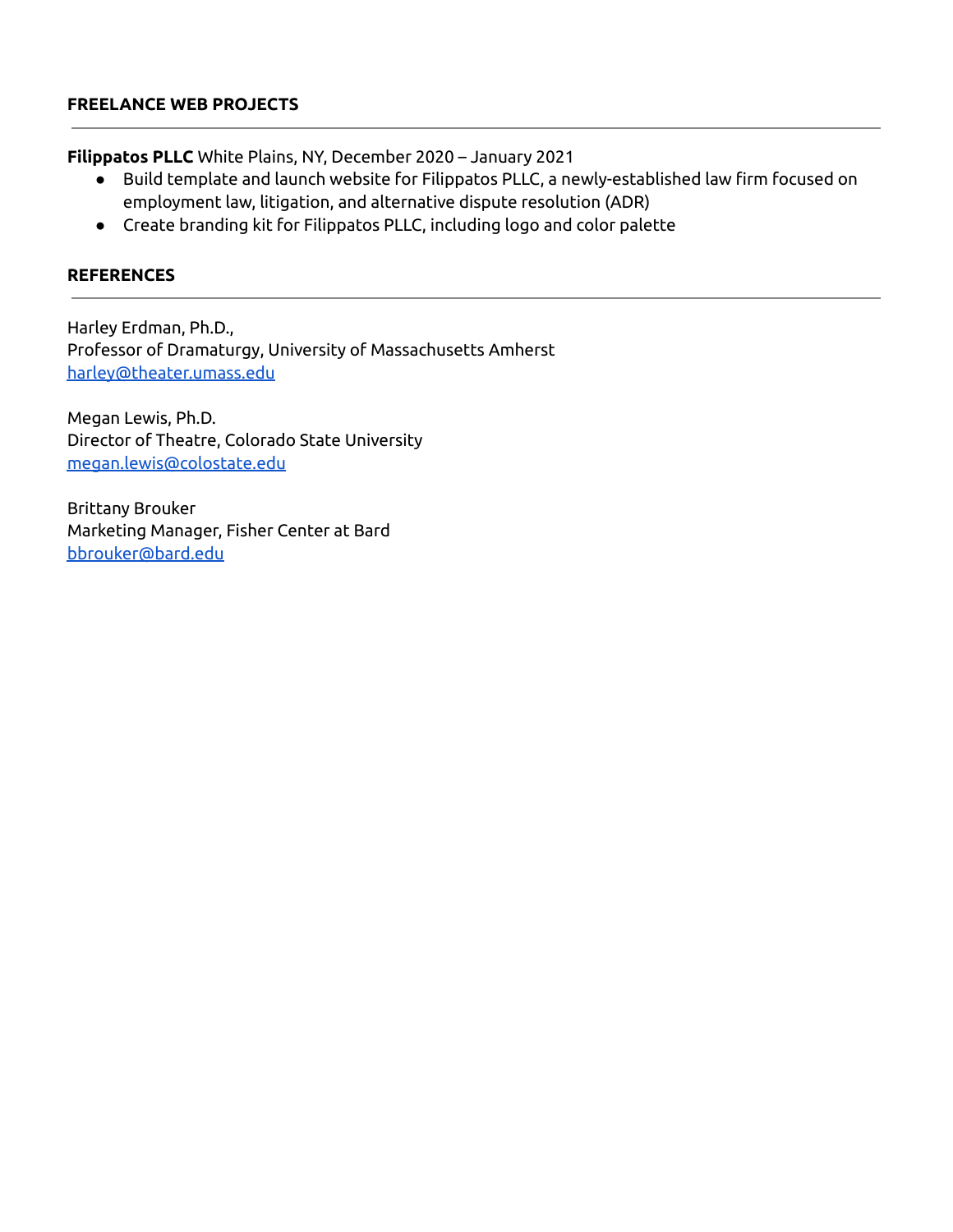## FREELANCE WEB PROJECTS

---

**Filippatos PLLC** White Plains, NY, December 2020 – January 2021

- Build template and launch website for Filippatos PLLC, a newly-established law firm focused on employment law, litigation, and alternative dispute resolution (ADR)
- Create branding kit for Filippatos PLLC, including logo and color palette

## REFERENCES

---

Harley Erdman, Ph.D.,
Professor of Dramaturgy, University of Massachusetts Amherst
harley@theater.umass.edu

Megan Lewis, Ph.D.
Director of Theatre, Colorado State University
megan.lewis@colostate.edu

Brittany Brouker
Marketing Manager, Fisher Center at Bard
bbrouker@bard.edu